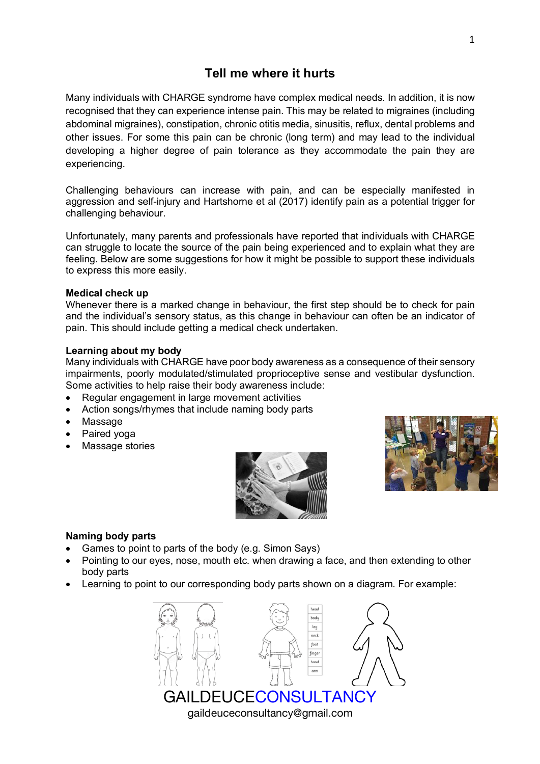# Tell me where it hurts

Many individuals with CHARGE syndrome have complex medical needs. In addition, it is now recognised that they can experience intense pain. This may be related to migraines (including abdominal migraines), constipation, chronic otitis media, sinusitis, reflux, dental problems and other issues. For some this pain can be chronic (long term) and may lead to the individual developing a higher degree of pain tolerance as they accommodate the pain they are experiencing.

Challenging behaviours can increase with pain, and can be especially manifested in aggression and self-injury and Hartshorne et al (2017) identify pain as a potential trigger for challenging behaviour.

Unfortunately, many parents and professionals have reported that individuals with CHARGE can struggle to locate the source of the pain being experienced and to explain what they are feeling. Below are some suggestions for how it might be possible to support these individuals to express this more easily.

**Medical check up**

Whenever there is a marked change in behaviour, the first step should be to check for pain and the individual's sensory status, as this change in behaviour can often be an indicator of pain. This should include getting a medical check undertaken.

**Learning about my body**

Many individuals with CHARGE have poor body awareness as a consequence of their sensory impairments, poorly modulated/stimulated proprioceptive sense and vestibular dysfunction. Some activities to help raise their body awareness include:

- Regular engagement in large movement activities
- Action songs/rhymes that include naming body parts
- Massage
- Paired yoga
- Massage stories

**Naming body parts**

- Games to point to parts of the body (e.g. Simon Says)
- Pointing to our eyes, nose, mouth etc. when drawing a face, and then extending to other body parts
- Learning to point to our corresponding body parts shown on a diagram. For example:

GAILDEUCECONSULTANCY

gaildeuceconsultancy@gmail.com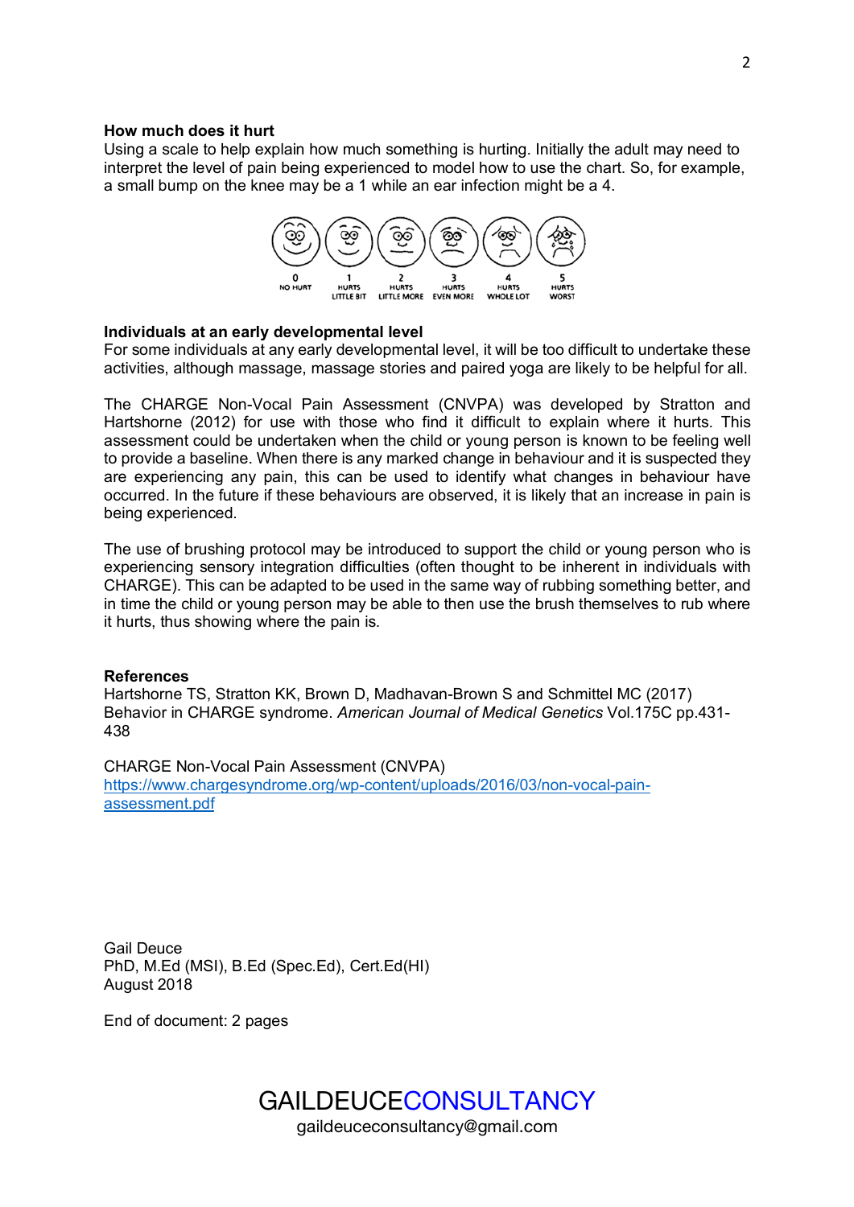**How much does it hurt**

Using a scale to help explain how much something is hurting. Initially the adult may need to interpret the level of pain being experienced to model how to use the chart. So, for example, a small bump on the knee may be a 1 while an ear infection might be a 4.

0 NO HURT
1 HURTS LITTLE BIT
2 HURTS LITTLE MORE
3 HURTS EVEN MORE
4 HURTS WHOLE LOT
5 HURTS WORST

**Individuals at an early developmental level**

For some individuals at any early developmental level, it will be too difficult to undertake these activities, although massage, massage stories and paired yoga are likely to be helpful for all.

The CHARGE Non-Vocal Pain Assessment (CNVPA) was developed by Stratton and Hartshorne (2012) for use with those who find it difficult to explain where it hurts. This assessment could be undertaken when the child or young person is known to be feeling well to provide a baseline. When there is any marked change in behaviour and it is suspected they are experiencing any pain, this can be used to identify what changes in behaviour have occurred. In the future if these behaviours are observed, it is likely that an increase in pain is being experienced.

The use of brushing protocol may be introduced to support the child or young person who is experiencing sensory integration difficulties (often thought to be inherent in individuals with CHARGE). This can be adapted to be used in the same way of rubbing something better, and in time the child or young person may be able to then use the brush themselves to rub where it hurts, thus showing where the pain is.

**References**

Hartshorne TS, Stratton KK, Brown D, Madhavan-Brown S and Schmittel MC (2017) Behavior in CHARGE syndrome. *American Journal of Medical Genetics* Vol.175C pp.431-438

CHARGE Non-Vocal Pain Assessment (CNVPA)
https://www.chargesyndrome.org/wp-content/uploads/2016/03/non-vocal-pain-assessment.pdf

Gail Deuce
PhD, M.Ed (MSI), B.Ed (Spec.Ed), Cert.Ed(HI)
August 2018

End of document: 2 pages

GAILDEUCECONSULTANCY
gaildeuceconsultancy@gmail.com